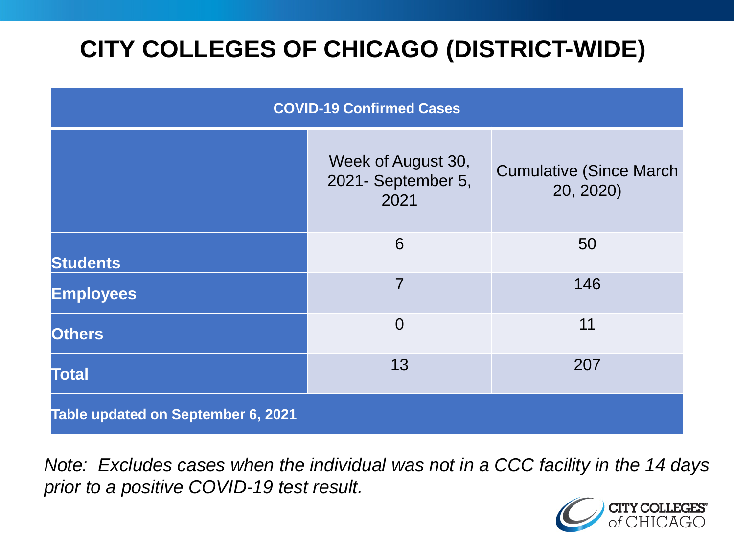# CITY COLLEGES OF CHICAGO (DISTRICT-WIDE)

| COVID-19 Confirmed Cases | | |
|---|---|---|
| | Week of August 30, 2021- September 5, 2021 | Cumulative (Since March 20, 2020) |
| **Students** | 6 | 50 |
| **Employees** | 7 | 146 |
| **Others** | 0 | 11 |
| **Total** | 13 | 207 |
| **Table updated on September 6, 2021** | | |

*Note: Excludes cases when the individual was not in a CCC facility in the 14 days prior to a positive COVID-19 test result.*

CITY COLLEGES of CHICAGO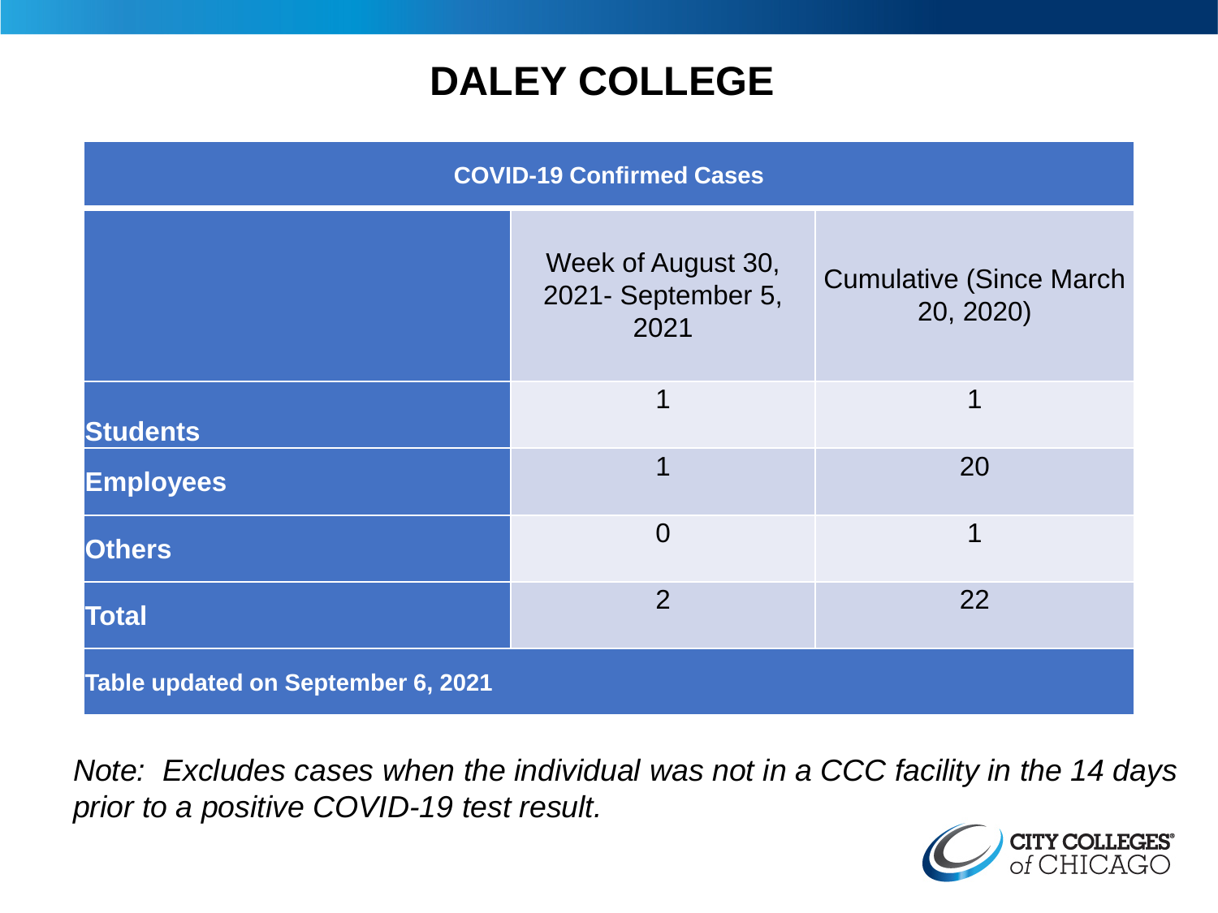# DALEY COLLEGE

| COVID-19 Confirmed Cases | | |
|---|---|---|
| | Week of August 30, 2021- September 5, 2021 | Cumulative (Since March 20, 2020) |
| **Students** | 1 | 1 |
| **Employees** | 1 | 20 |
| **Others** | 0 | 1 |
| **Total** | 2 | 22 |
| **Table updated on September 6, 2021** | | |

*Note: Excludes cases when the individual was not in a CCC facility in the 14 days prior to a positive COVID-19 test result.*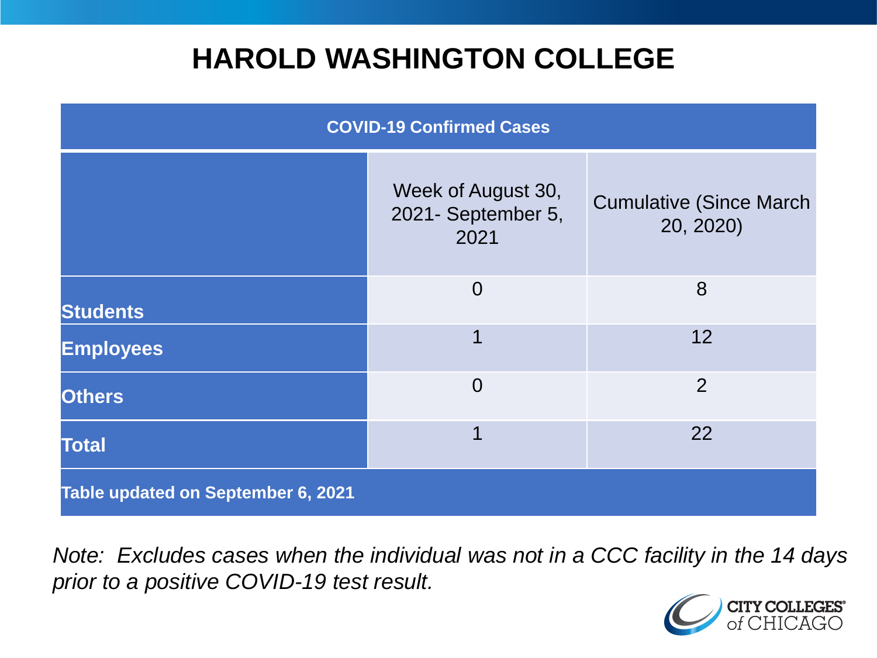# HAROLD WASHINGTON COLLEGE

| COVID-19 Confirmed Cases | | |
|---|---|---|
| | Week of August 30, 2021- September 5, 2021 | Cumulative (Since March 20, 2020) |
| **Students** | 0 | 8 |
| **Employees** | 1 | 12 |
| **Others** | 0 | 2 |
| **Total** | 1 | 22 |
| **Table updated on September 6, 2021** | | |

*Note: Excludes cases when the individual was not in a CCC facility in the 14 days prior to a positive COVID-19 test result.*

CITY COLLEGES of CHICAGO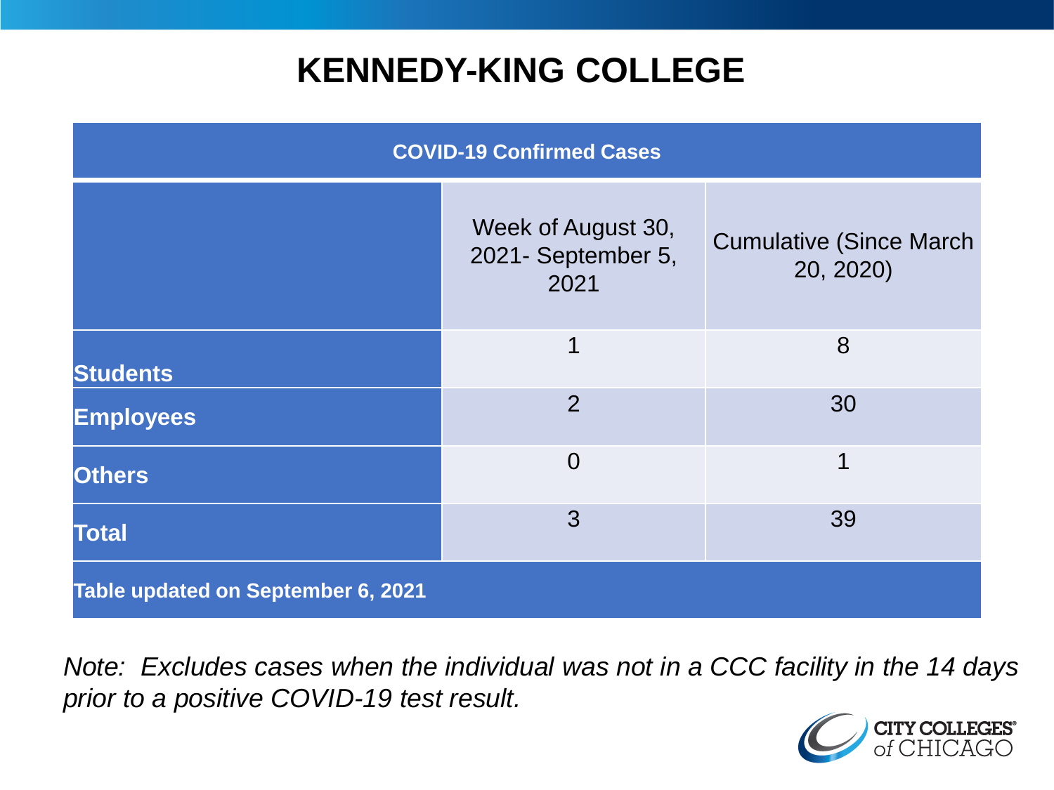# KENNEDY-KING COLLEGE

| COVID-19 Confirmed Cases | | |
|---|---|---|
| | Week of August 30, 2021- September 5, 2021 | Cumulative (Since March 20, 2020) |
| **Students** | 1 | 8 |
| **Employees** | 2 | 30 |
| **Others** | 0 | 1 |
| **Total** | 3 | 39 |
| **Table updated on September 6, 2021** | | |

*Note: Excludes cases when the individual was not in a CCC facility in the 14 days prior to a positive COVID-19 test result.*

CITY COLLEGES of CHICAGO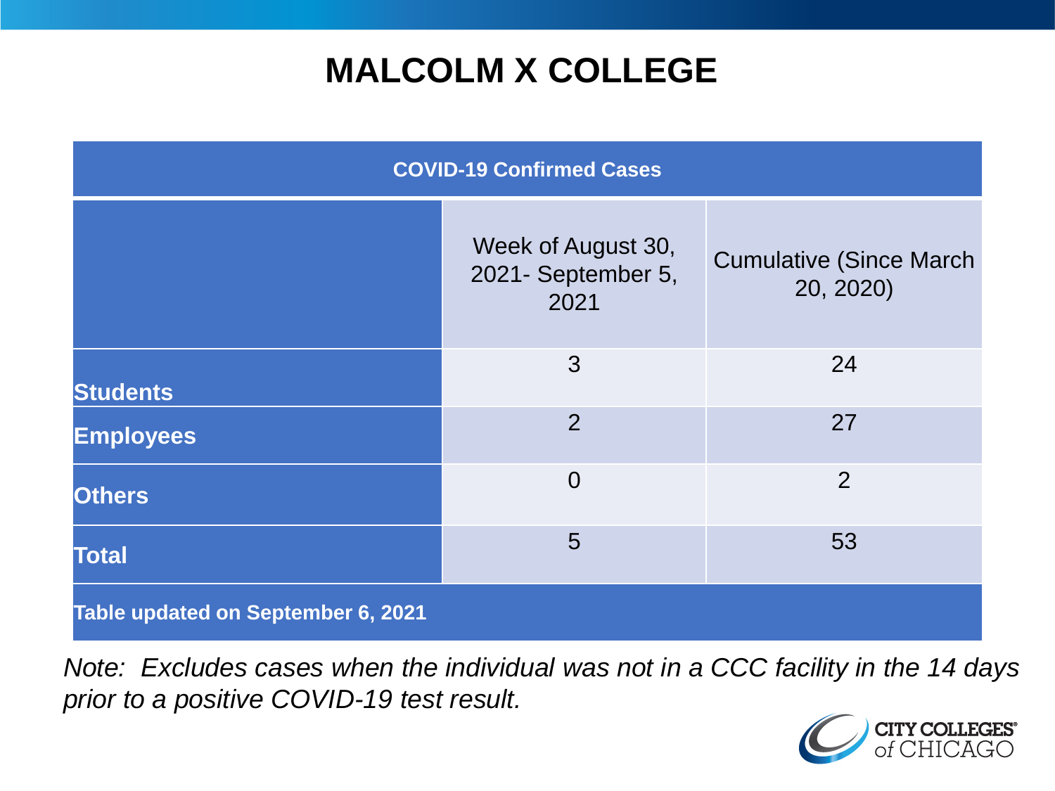# MALCOLM X COLLEGE

| COVID-19 Confirmed Cases | | |
|---|---|---|
| | Week of August 30, 2021- September 5, 2021 | Cumulative (Since March 20, 2020) |
| **Students** | 3 | 24 |
| **Employees** | 2 | 27 |
| **Others** | 0 | 2 |
| **Total** | 5 | 53 |
| **Table updated on September 6, 2021** | | |

*Note: Excludes cases when the individual was not in a CCC facility in the 14 days prior to a positive COVID-19 test result.*

CITY COLLEGES of CHICAGO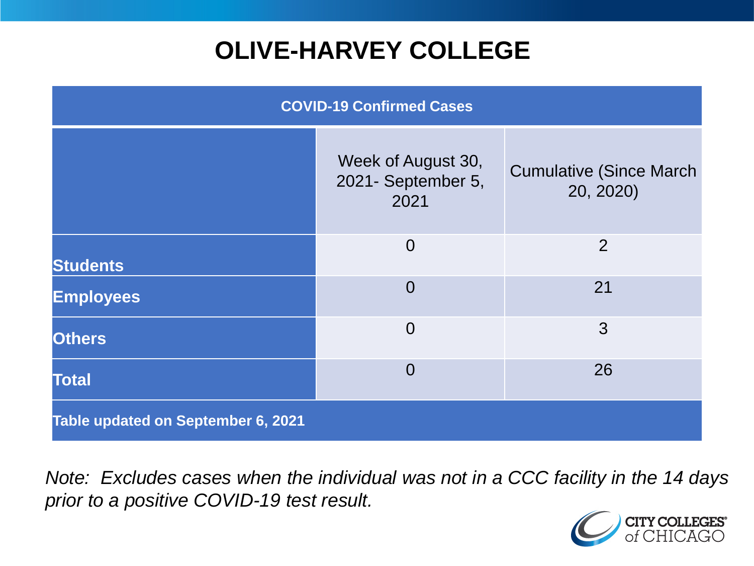# OLIVE-HARVEY COLLEGE

| COVID-19 Confirmed Cases | | |
|---|---|---|
| | Week of August 30, 2021- September 5, 2021 | Cumulative (Since March 20, 2020) |
| **Students** | 0 | 2 |
| **Employees** | 0 | 21 |
| **Others** | 0 | 3 |
| **Total** | 0 | 26 |
| **Table updated on September 6, 2021** | | |

*Note: Excludes cases when the individual was not in a CCC facility in the 14 days prior to a positive COVID-19 test result.*

CITY COLLEGES of CHICAGO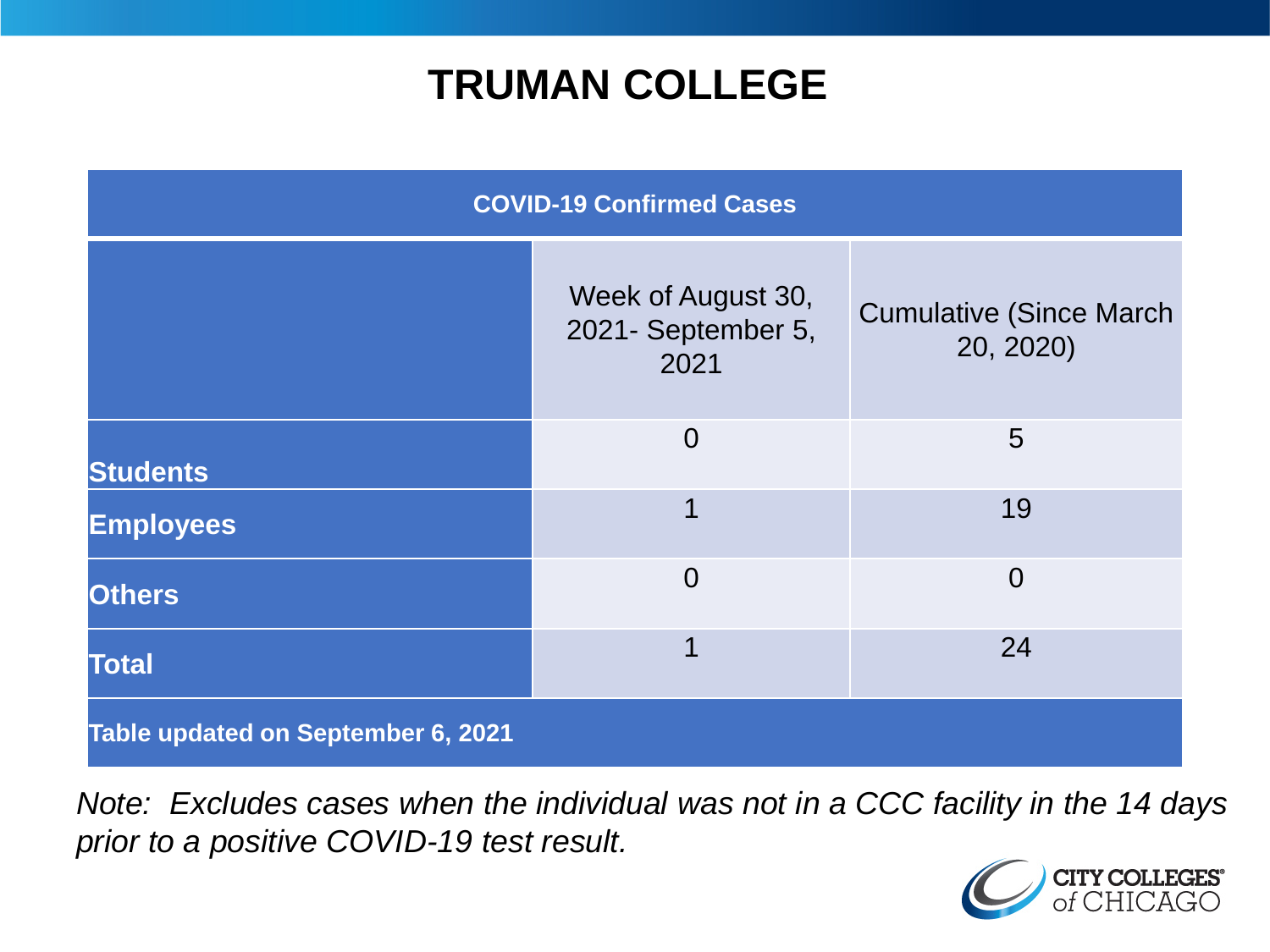# TRUMAN COLLEGE

| COVID-19 Confirmed Cases | | |
|---|---|---|
| | Week of August 30, 2021- September 5, 2021 | Cumulative (Since March 20, 2020) |
| **Students** | 0 | 5 |
| **Employees** | 1 | 19 |
| **Others** | 0 | 0 |
| **Total** | 1 | 24 |
| **Table updated on September 6, 2021** | | |

*Note: Excludes cases when the individual was not in a CCC facility in the 14 days prior to a positive COVID-19 test result.*

CITY COLLEGES of CHICAGO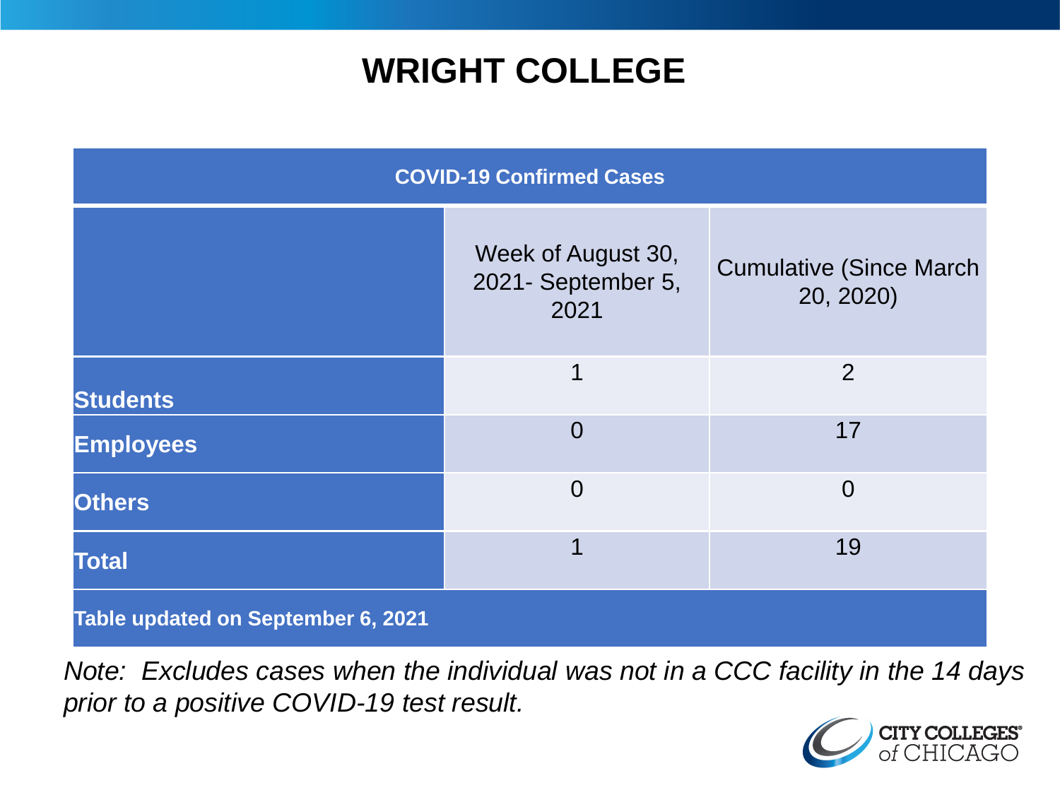# WRIGHT COLLEGE

| COVID-19 Confirmed Cases | | |
|---|---|---|
| | Week of August 30, 2021- September 5, 2021 | Cumulative (Since March 20, 2020) |
| **Students** | 1 | 2 |
| **Employees** | 0 | 17 |
| **Others** | 0 | 0 |
| **Total** | 1 | 19 |
| **Table updated on September 6, 2021** | | |

*Note: Excludes cases when the individual was not in a CCC facility in the 14 days prior to a positive COVID-19 test result.*

CITY COLLEGES of CHICAGO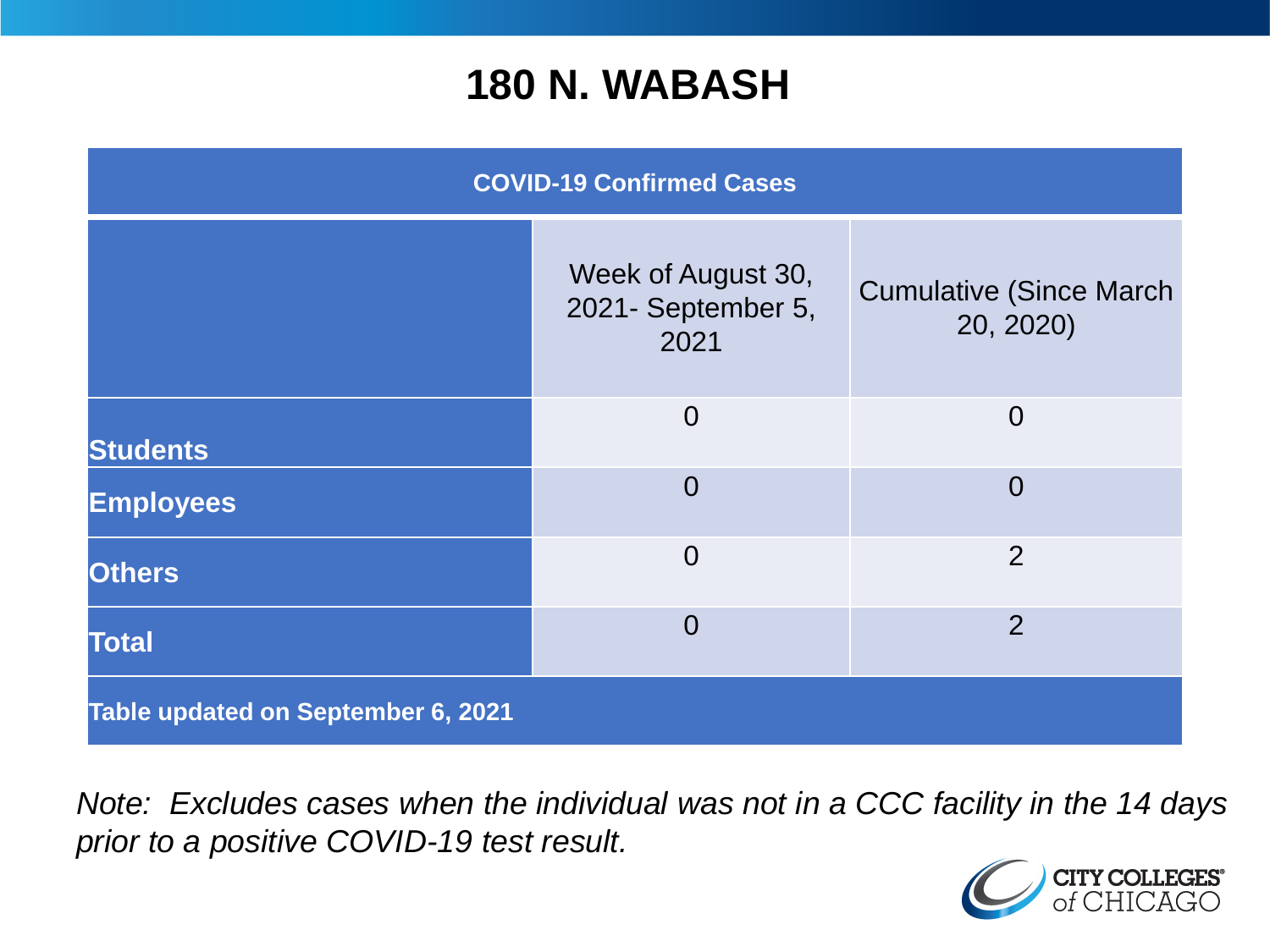# 180 N. WABASH

| COVID-19 Confirmed Cases | | |
|---|---|---|
| | Week of August 30, 2021- September 5, 2021 | Cumulative (Since March 20, 2020) |
| **Students** | 0 | 0 |
| **Employees** | 0 | 0 |
| **Others** | 0 | 2 |
| **Total** | 0 | 2 |
| **Table updated on September 6, 2021** | | |

*Note: Excludes cases when the individual was not in a CCC facility in the 14 days prior to a positive COVID-19 test result.*

CITY COLLEGES of CHICAGO